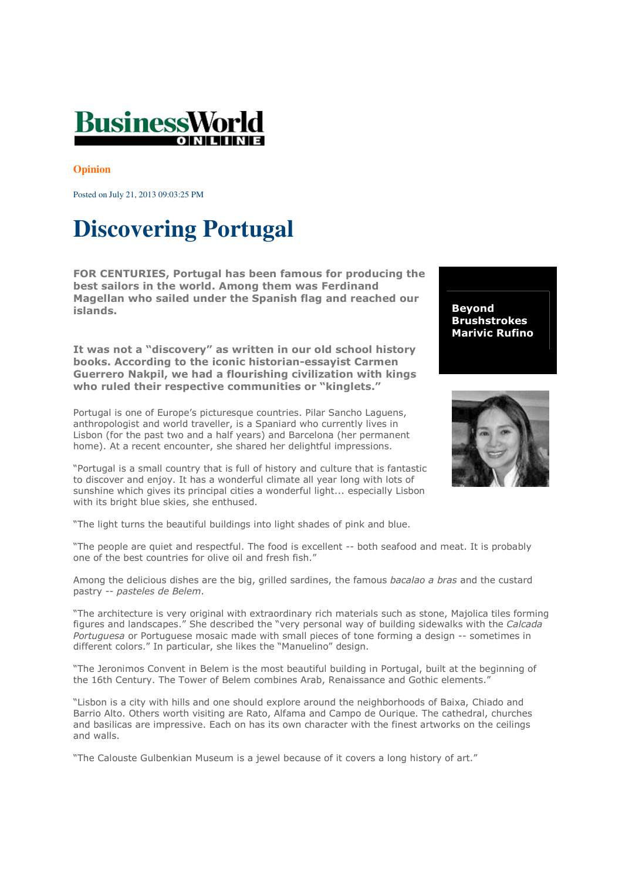BusinessWorld ONLINE

**Opinion**

Posted on July 21, 2013 09:03:25 PM

# Discovering Portugal

**Beyond Brushstrokes**
**Marivic Rufino**

**FOR CENTURIES, Portugal has been famous for producing the best sailors in the world. Among them was Ferdinand Magellan who sailed under the Spanish flag and reached our islands.**

**It was not a "discovery" as written in our old school history books. According to the iconic historian-essayist Carmen Guerrero Nakpil, we had a flourishing civilization with kings who ruled their respective communities or "kinglets."**

Portugal is one of Europe's picturesque countries. Pilar Sancho Laguens, anthropologist and world traveller, is a Spaniard who currently lives in Lisbon (for the past two and a half years) and Barcelona (her permanent home). At a recent encounter, she shared her delightful impressions.

"Portugal is a small country that is full of history and culture that is fantastic to discover and enjoy. It has a wonderful climate all year long with lots of sunshine which gives its principal cities a wonderful light... especially Lisbon with its bright blue skies, she enthused.

"The light turns the beautiful buildings into light shades of pink and blue.

"The people are quiet and respectful. The food is excellent -- both seafood and meat. It is probably one of the best countries for olive oil and fresh fish."

Among the delicious dishes are the big, grilled sardines, the famous *bacalao a bras* and the custard pastry -- *pasteles de Belem*.

"The architecture is very original with extraordinary rich materials such as stone, Majolica tiles forming figures and landscapes." She described the "very personal way of building sidewalks with the *Calcada Portuguesa* or Portuguese mosaic made with small pieces of tone forming a design -- sometimes in different colors." In particular, she likes the "Manuelino" design.

"The Jeronimos Convent in Belem is the most beautiful building in Portugal, built at the beginning of the 16th Century. The Tower of Belem combines Arab, Renaissance and Gothic elements."

"Lisbon is a city with hills and one should explore around the neighborhoods of Baixa, Chiado and Barrio Alto. Others worth visiting are Rato, Alfama and Campo de Ourique. The cathedral, churches and basilicas are impressive. Each on has its own character with the finest artworks on the ceilings and walls.

"The Calouste Gulbenkian Museum is a jewel because of it covers a long history of art."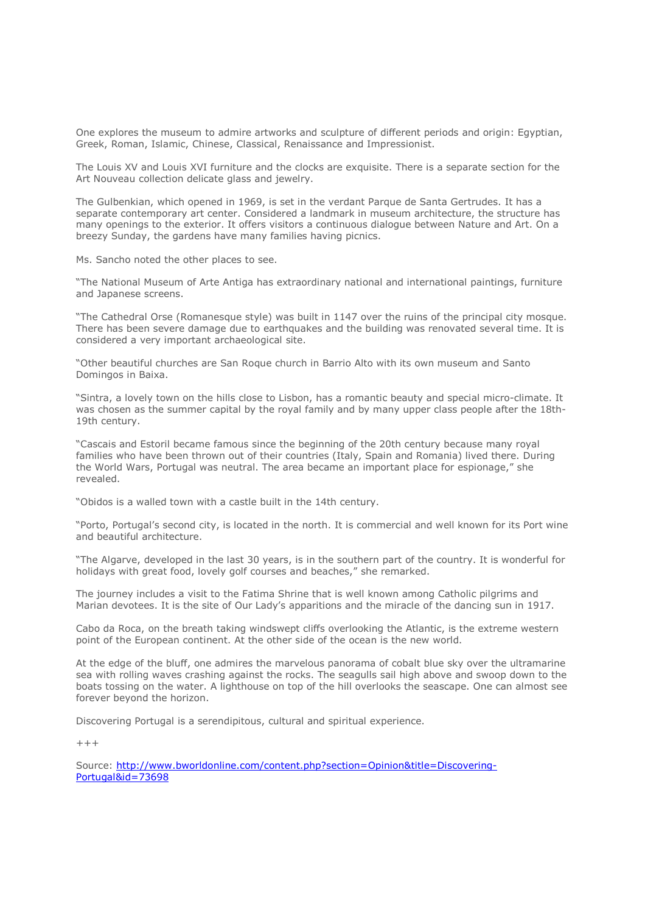One explores the museum to admire artworks and sculpture of different periods and origin: Egyptian, Greek, Roman, Islamic, Chinese, Classical, Renaissance and Impressionist.

The Louis XV and Louis XVI furniture and the clocks are exquisite. There is a separate section for the Art Nouveau collection delicate glass and jewelry.

The Gulbenkian, which opened in 1969, is set in the verdant Parque de Santa Gertrudes. It has a separate contemporary art center. Considered a landmark in museum architecture, the structure has many openings to the exterior. It offers visitors a continuous dialogue between Nature and Art. On a breezy Sunday, the gardens have many families having picnics.

Ms. Sancho noted the other places to see.

"The National Museum of Arte Antiga has extraordinary national and international paintings, furniture and Japanese screens.

"The Cathedral Orse (Romanesque style) was built in 1147 over the ruins of the principal city mosque. There has been severe damage due to earthquakes and the building was renovated several time. It is considered a very important archaeological site.

"Other beautiful churches are San Roque church in Barrio Alto with its own museum and Santo Domingos in Baixa.

"Sintra, a lovely town on the hills close to Lisbon, has a romantic beauty and special micro-climate. It was chosen as the summer capital by the royal family and by many upper class people after the 18th-19th century.

"Cascais and Estoril became famous since the beginning of the 20th century because many royal families who have been thrown out of their countries (Italy, Spain and Romania) lived there. During the World Wars, Portugal was neutral. The area became an important place for espionage," she revealed.

"Obidos is a walled town with a castle built in the 14th century.

"Porto, Portugal's second city, is located in the north. It is commercial and well known for its Port wine and beautiful architecture.

"The Algarve, developed in the last 30 years, is in the southern part of the country. It is wonderful for holidays with great food, lovely golf courses and beaches," she remarked.

The journey includes a visit to the Fatima Shrine that is well known among Catholic pilgrims and Marian devotees. It is the site of Our Lady's apparitions and the miracle of the dancing sun in 1917.

Cabo da Roca, on the breath taking windswept cliffs overlooking the Atlantic, is the extreme western point of the European continent. At the other side of the ocean is the new world.

At the edge of the bluff, one admires the marvelous panorama of cobalt blue sky over the ultramarine sea with rolling waves crashing against the rocks. The seagulls sail high above and swoop down to the boats tossing on the water. A lighthouse on top of the hill overlooks the seascape. One can almost see forever beyond the horizon.

Discovering Portugal is a serendipitous, cultural and spiritual experience.

+++

Source: [http://www.bworldonline.com/content.php?section=Opinion&title=Discovering-Portugal&id=73698](http://www.bworldonline.com/content.php?section=Opinion&title=Discovering-Portugal&id=73698)